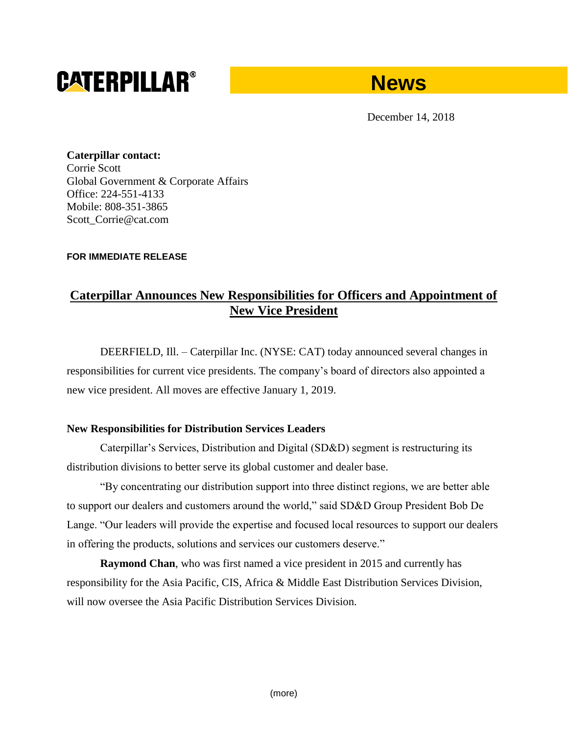**CATERPILLAR®** **News**

December 14, 2018

**Caterpillar contact:**
Corrie Scott
Global Government & Corporate Affairs
Office: 224-551-4133
Mobile: 808-351-3865
Scott_Corrie@cat.com

**FOR IMMEDIATE RELEASE**

# Caterpillar Announces New Responsibilities for Officers and Appointment of New Vice President

DEERFIELD, Ill. – Caterpillar Inc. (NYSE: CAT) today announced several changes in responsibilities for current vice presidents. The company's board of directors also appointed a new vice president. All moves are effective January 1, 2019.

**New Responsibilities for Distribution Services Leaders**

Caterpillar's Services, Distribution and Digital (SD&D) segment is restructuring its distribution divisions to better serve its global customer and dealer base.

"By concentrating our distribution support into three distinct regions, we are better able to support our dealers and customers around the world," said SD&D Group President Bob De Lange. "Our leaders will provide the expertise and focused local resources to support our dealers in offering the products, solutions and services our customers deserve."

**Raymond Chan**, who was first named a vice president in 2015 and currently has responsibility for the Asia Pacific, CIS, Africa & Middle East Distribution Services Division, will now oversee the Asia Pacific Distribution Services Division.

(more)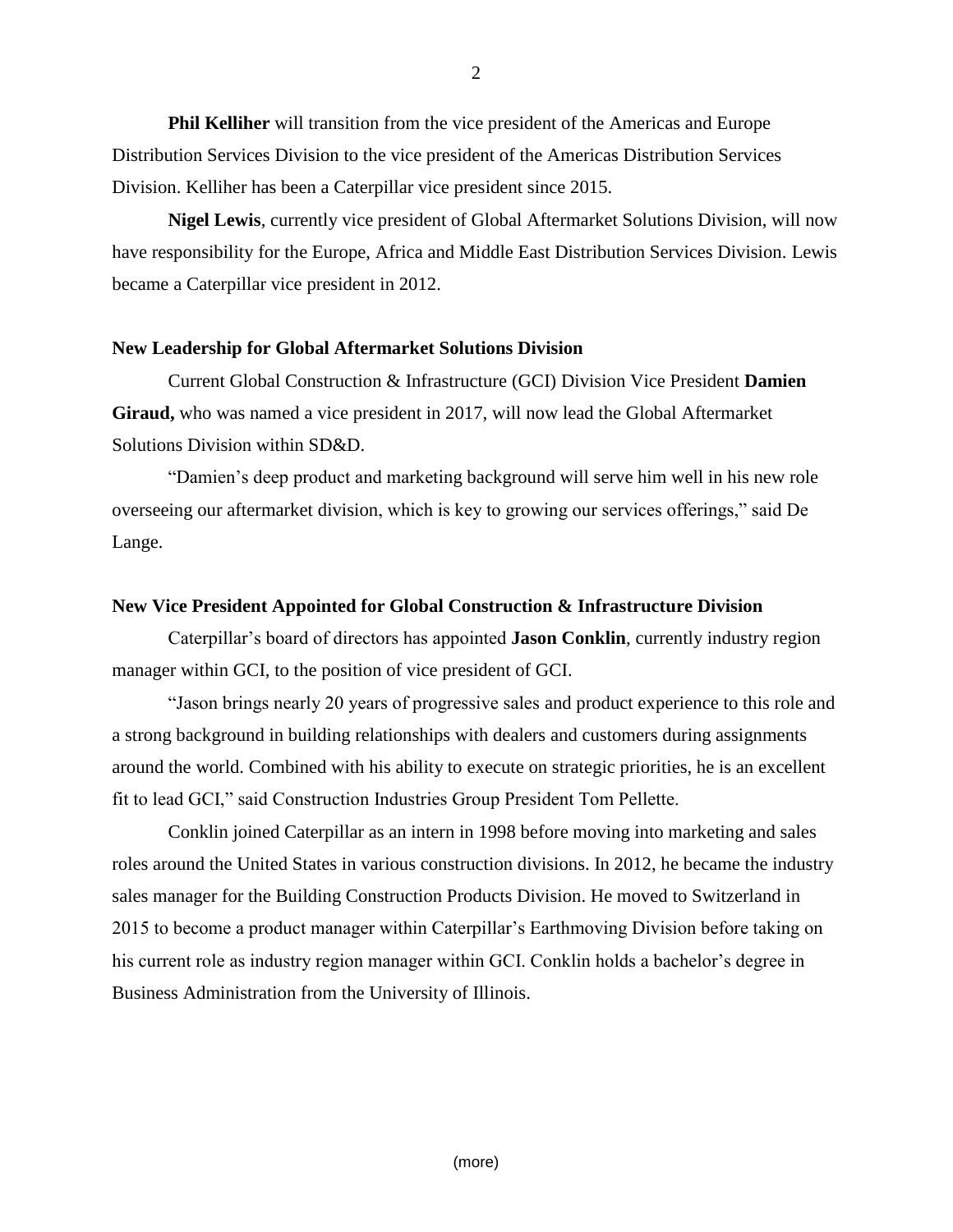**Phil Kelliher** will transition from the vice president of the Americas and Europe Distribution Services Division to the vice president of the Americas Distribution Services Division. Kelliher has been a Caterpillar vice president since 2015.

**Nigel Lewis**, currently vice president of Global Aftermarket Solutions Division, will now have responsibility for the Europe, Africa and Middle East Distribution Services Division. Lewis became a Caterpillar vice president in 2012.

**New Leadership for Global Aftermarket Solutions Division**

Current Global Construction & Infrastructure (GCI) Division Vice President **Damien Giraud,** who was named a vice president in 2017, will now lead the Global Aftermarket Solutions Division within SD&D.

"Damien's deep product and marketing background will serve him well in his new role overseeing our aftermarket division, which is key to growing our services offerings," said De Lange.

**New Vice President Appointed for Global Construction & Infrastructure Division**

Caterpillar's board of directors has appointed **Jason Conklin**, currently industry region manager within GCI, to the position of vice president of GCI.

"Jason brings nearly 20 years of progressive sales and product experience to this role and a strong background in building relationships with dealers and customers during assignments around the world. Combined with his ability to execute on strategic priorities, he is an excellent fit to lead GCI," said Construction Industries Group President Tom Pellette.

Conklin joined Caterpillar as an intern in 1998 before moving into marketing and sales roles around the United States in various construction divisions. In 2012, he became the industry sales manager for the Building Construction Products Division. He moved to Switzerland in 2015 to become a product manager within Caterpillar's Earthmoving Division before taking on his current role as industry region manager within GCI. Conklin holds a bachelor's degree in Business Administration from the University of Illinois.

(more)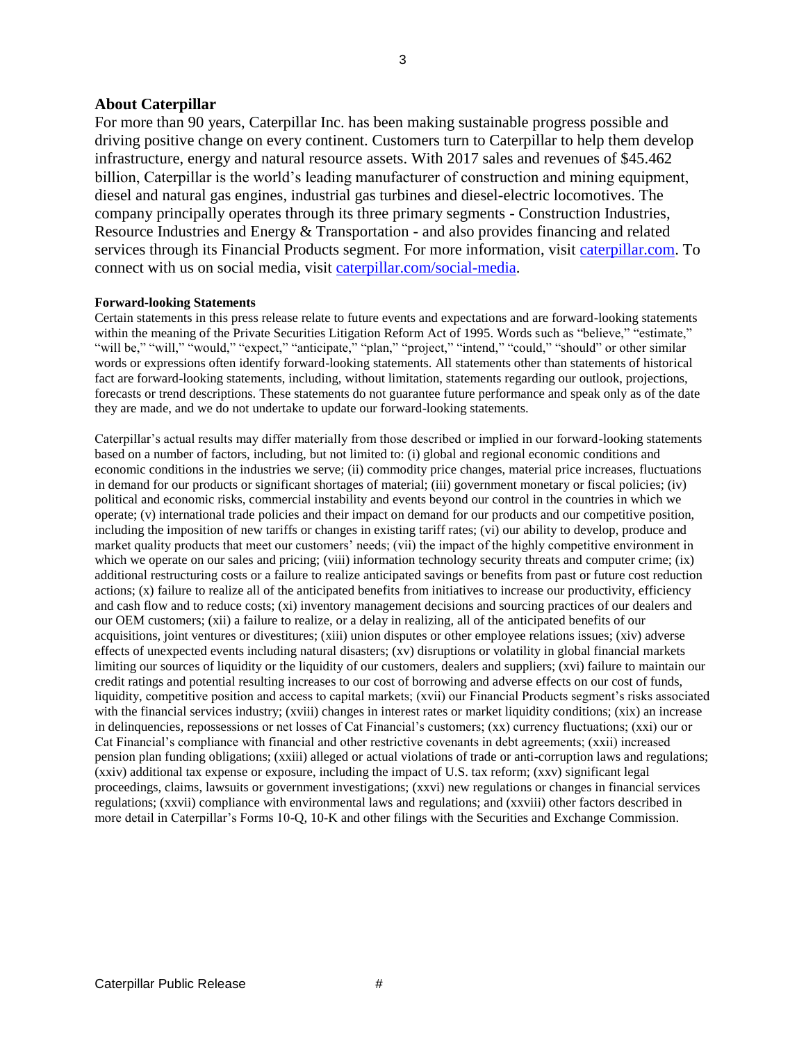## About Caterpillar

For more than 90 years, Caterpillar Inc. has been making sustainable progress possible and driving positive change on every continent. Customers turn to Caterpillar to help them develop infrastructure, energy and natural resource assets. With 2017 sales and revenues of $45.462 billion, Caterpillar is the world's leading manufacturer of construction and mining equipment, diesel and natural gas engines, industrial gas turbines and diesel-electric locomotives. The company principally operates through its three primary segments - Construction Industries, Resource Industries and Energy & Transportation - and also provides financing and related services through its Financial Products segment. For more information, visit [caterpillar.com](caterpillar.com). To connect with us on social media, visit [caterpillar.com/social-media](caterpillar.com/social-media).

**Forward-looking Statements**

Certain statements in this press release relate to future events and expectations and are forward-looking statements within the meaning of the Private Securities Litigation Reform Act of 1995. Words such as "believe," "estimate," "will be," "will," "would," "expect," "anticipate," "plan," "project," "intend," "could," "should" or other similar words or expressions often identify forward-looking statements. All statements other than statements of historical fact are forward-looking statements, including, without limitation, statements regarding our outlook, projections, forecasts or trend descriptions. These statements do not guarantee future performance and speak only as of the date they are made, and we do not undertake to update our forward-looking statements.

Caterpillar's actual results may differ materially from those described or implied in our forward-looking statements based on a number of factors, including, but not limited to: (i) global and regional economic conditions and economic conditions in the industries we serve; (ii) commodity price changes, material price increases, fluctuations in demand for our products or significant shortages of material; (iii) government monetary or fiscal policies; (iv) political and economic risks, commercial instability and events beyond our control in the countries in which we operate; (v) international trade policies and their impact on demand for our products and our competitive position, including the imposition of new tariffs or changes in existing tariff rates; (vi) our ability to develop, produce and market quality products that meet our customers' needs; (vii) the impact of the highly competitive environment in which we operate on our sales and pricing; (viii) information technology security threats and computer crime; (ix) additional restructuring costs or a failure to realize anticipated savings or benefits from past or future cost reduction actions; (x) failure to realize all of the anticipated benefits from initiatives to increase our productivity, efficiency and cash flow and to reduce costs; (xi) inventory management decisions and sourcing practices of our dealers and our OEM customers; (xii) a failure to realize, or a delay in realizing, all of the anticipated benefits of our acquisitions, joint ventures or divestitures; (xiii) union disputes or other employee relations issues; (xiv) adverse effects of unexpected events including natural disasters; (xv) disruptions or volatility in global financial markets limiting our sources of liquidity or the liquidity of our customers, dealers and suppliers; (xvi) failure to maintain our credit ratings and potential resulting increases to our cost of borrowing and adverse effects on our cost of funds, liquidity, competitive position and access to capital markets; (xvii) our Financial Products segment's risks associated with the financial services industry; (xviii) changes in interest rates or market liquidity conditions; (xix) an increase in delinquencies, repossessions or net losses of Cat Financial's customers; (xx) currency fluctuations; (xxi) our or Cat Financial's compliance with financial and other restrictive covenants in debt agreements; (xxii) increased pension plan funding obligations; (xxiii) alleged or actual violations of trade or anti-corruption laws and regulations; (xxiv) additional tax expense or exposure, including the impact of U.S. tax reform; (xxv) significant legal proceedings, claims, lawsuits or government investigations; (xxvi) new regulations or changes in financial services regulations; (xxvii) compliance with environmental laws and regulations; and (xxviii) other factors described in more detail in Caterpillar's Forms 10-Q, 10-K and other filings with the Securities and Exchange Commission.

#